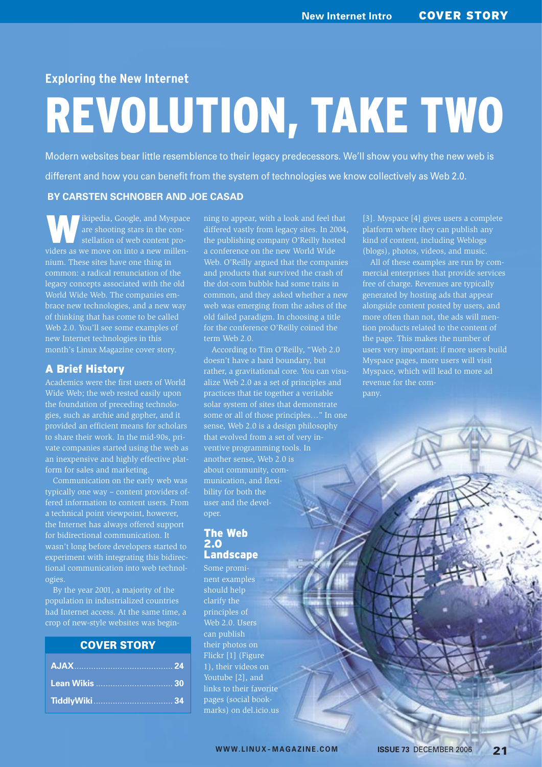## Exploring the New Internet

# REVOLUTION, TAKE TWO

Modern websites bear little resemblence to their legacy predecessors. We'll show you why the new web is different and how you can benefit from the system of technologies we know collectively as Web 2.0.

**BY CARSTEN SCHNOBER AND JOE CASAD**

Wikipedia, Google, and Myspace are shooting stars in the constellation of web content providers as we move on into a new millennium. These sites have one thing in common: a radical renunciation of the legacy concepts associated with the old World Wide Web. The companies embrace new technologies, and a new way of thinking that has come to be called Web 2.0. You'll see some examples of new Internet technologies in this month's Linux Magazine cover story.

## A Brief History

Academics were the first users of World Wide Web; the web rested easily upon the foundation of preceding technologies, such as archie and gopher, and it provided an efficient means for scholars to share their work. In the mid-90s, private companies started using the web as an inexpensive and highly effective platform for sales and marketing.

Communication on the early web was typically one way – content providers offered information to content users. From a technical point viewpoint, however, the Internet has always offered support for bidirectional communication. It wasn't long before developers started to experiment with integrating this bidirectional communication into web technologies.

By the year 2001, a majority of the population in industrialized countries had Internet access. At the same time, a crop of new-style websites was beginning to appear, with a look and feel that differed vastly from legacy sites. In 2004, the publishing company O'Reilly hosted a conference on the new World Wide Web. O'Reilly argued that the companies and products that survived the crash of the dot-com bubble had some traits in common, and they asked whether a new web was emerging from the ashes of the old failed paradigm. In choosing a title for the conference O'Reilly coined the term Web 2.0.

According to Tim O'Reilly, "Web 2.0 doesn't have a hard boundary, but rather, a gravitational core. You can visualize Web 2.0 as a set of principles and practices that tie together a veritable solar system of sites that demonstrate some or all of those principles…" In one sense, Web 2.0 is a design philosophy that evolved from a set of very inventive programming tools. In another sense, Web 2.0 is about community, communication, and flexibility for both the user and the developer.

## The Web 2.0 Landscape

Some prominent examples should help clarify the principles of Web 2.0. Users can publish their photos on Flickr [1] (Figure 1), their videos on Youtube [2], and links to their favorite pages (social bookmarks) on del.icio.us [3]. Myspace [4] gives users a complete platform where they can publish any kind of content, including Weblogs (blogs), photos, videos, and music.

All of these examples are run by commercial enterprises that provide services free of charge. Revenues are typically generated by hosting ads that appear alongside content posted by users, and more often than not, the ads will mention products related to the content of the page. This makes the number of users very important: if more users build Myspace pages, more users will visit Myspace, which will lead to more ad revenue for the company.

| COVER STORY | |
|---|---|
| AJAX | 24 |
| Lean Wikis | 30 |
| TiddlyWiki | 34 |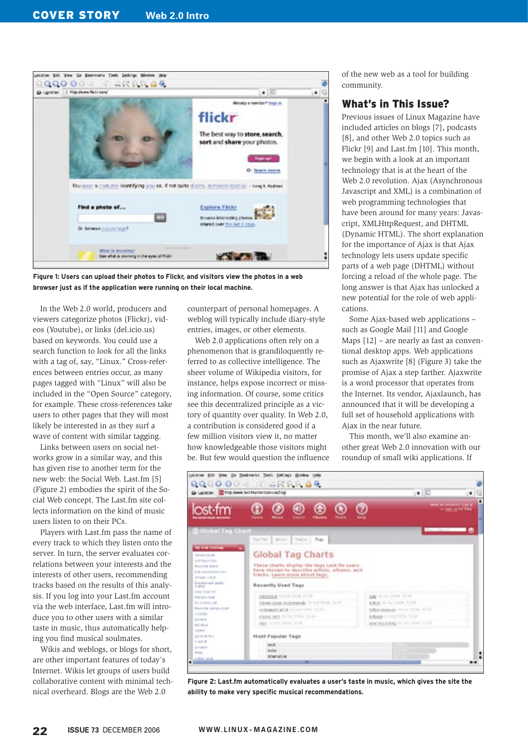Figure 1: Users can upload their photos to Flickr, and visitors view the photos in a web browser just as if the application were running on their local machine.

In the Web 2.0 world, producers and viewers categorize photos (Flickr), videos (Youtube), or links (del.icio.us) based on keywords. You could use a search function to look for all the links with a tag of, say, "Linux." Cross-references between entries occur, as many pages tagged with "Linux" will also be included in the "Open Source" category, for example. These cross-references take users to other pages that they will most likely be interested in as they surf a wave of content with similar tagging.

Links between users on social networks grow in a similar way, and this has given rise to another term for the new web: the Social Web. Last.fm [5] (Figure 2) embodies the spirit of the Social Web concept. The Last.fm site collects information on the kind of music users listen to on their PCs.

Players with Last.fm pass the name of every track to which they listen onto the server. In turn, the server evaluates correlations between your interests and the interests of other users, recommending tracks based on the results of this analysis. If you log into your Last.fm account via the web interface, Last.fm will introduce you to other users with a similar taste in music, thus automatically helping you find musical soulmates.

Wikis and weblogs, or blogs for short, are other important features of today's Internet. Wikis let groups of users build collaborative content with minimal technical overheard. Blogs are the Web 2.0 counterpart of personal homepages. A weblog will typically include diary-style entries, images, or other elements.

Web 2.0 applications often rely on a phenomenon that is grandiloquently referred to as collective intelligence. The sheer volume of Wikipedia visitors, for instance, helps expose incorrect or missing information. Of course, some critics see this decentralized principle as a victory of quantity over quality. In Web 2.0, a contribution is considered good if a few million visitors view it, no matter how knowledgeable those visitors might be. But few would question the influence of the new web as a tool for building community.

## What's in This Issue?

Previous issues of Linux Magazine have included articles on blogs [7], podcasts [8], and other Web 2.0 topics such as Flickr [9] and Last.fm [10]. This month, we begin with a look at an important technology that is at the heart of the Web 2.0 revolution. Ajax (Asynchronous Javascript and XML) is a combination of web programming technologies that have been around for many years: Javascript, XMLHttpRequest, and DHTML (Dynamic HTML). The short explanation for the importance of Ajax is that Ajax technology lets users update specific parts of a web page (DHTML) without forcing a reload of the whole page. The long answer is that Ajax has unlocked a new potential for the role of web applications.

Some Ajax-based web applications – such as Google Mail [11] and Google Maps [12] – are nearly as fast as conventional desktop apps. Web applications such as Ajaxwrite [8] (Figure 3) take the promise of Ajax a step farther. Ajaxwrite is a word processor that operates from the Internet. Its vendor, Ajaxlaunch, has announced that it will be developing a full set of household applications with Ajax in the near future.

This month, we'll also examine another great Web 2.0 innovation with our roundup of small wiki applications. If

Figure 2: Last.fm automatically evaluates a user's taste in music, which gives the site the ability to make very specific musical recommendations.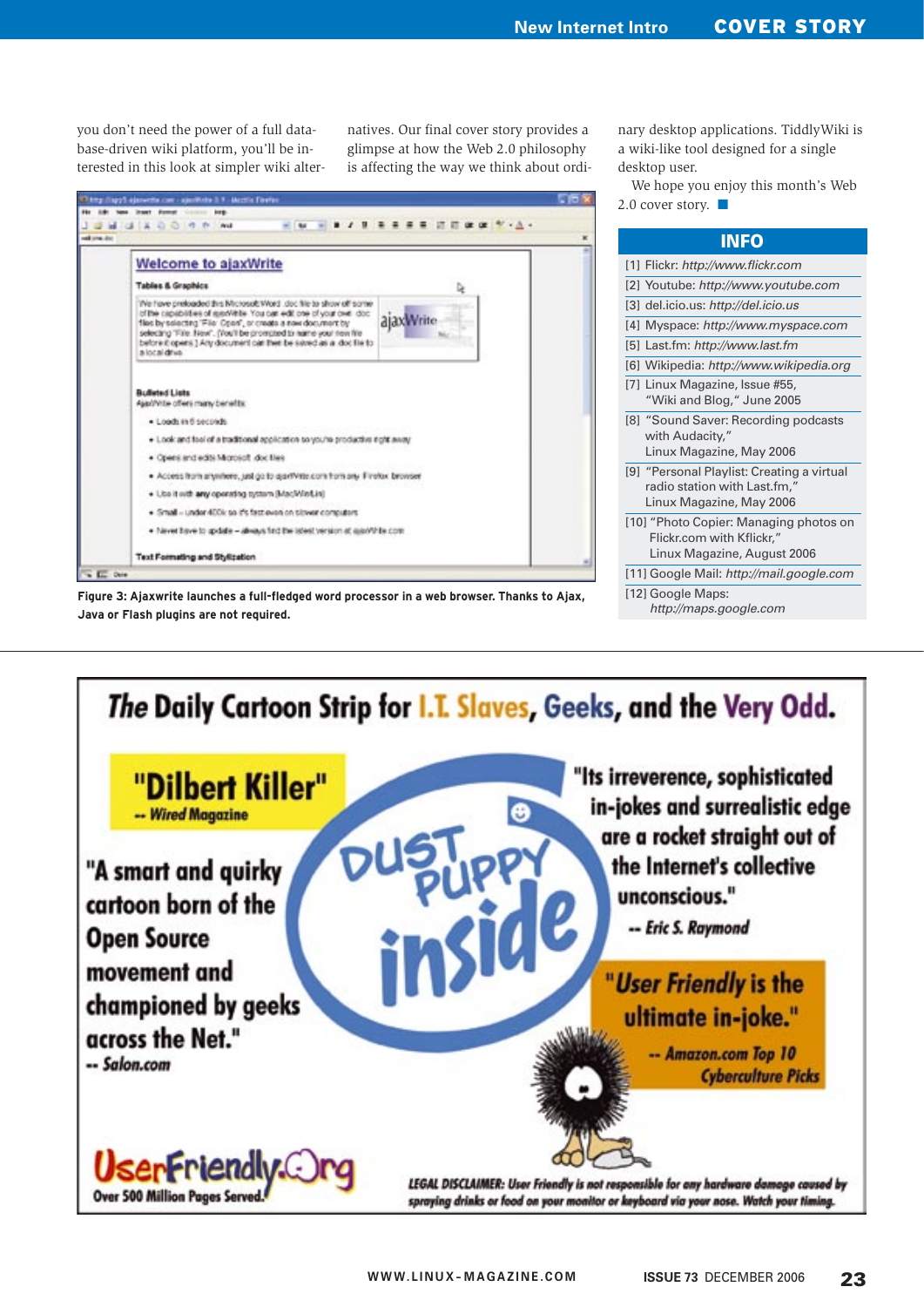you don't need the power of a full database-driven wiki platform, you'll be interested in this look at simpler wiki alternatives. Our final cover story provides a glimpse at how the Web 2.0 philosophy is affecting the way we think about ordinary desktop applications. TiddlyWiki is a wiki-like tool designed for a single desktop user.

We hope you enjoy this month's Web 2.0 cover story. ■

**Figure 3: Ajaxwrite launches a full-fledged word processor in a web browser. Thanks to Ajax, Java or Flash plugins are not required.**

## INFO

[1] Flickr: *http://www.flickr.com*

[2] Youtube: *http://www.youtube.com*

[3] del.icio.us: *http://del.icio.us*

[4] Myspace: *http://www.myspace.com*

[5] Last.fm: *http://www.last.fm*

[6] Wikipedia: *http://www.wikipedia.org*

[7] Linux Magazine, Issue #55, "Wiki and Blog," June 2005

[8] "Sound Saver: Recording podcasts with Audacity," Linux Magazine, May 2006

[9] "Personal Playlist: Creating a virtual radio station with Last.fm," Linux Magazine, May 2006

[10] "Photo Copier: Managing photos on Flickr.com with Kflickr," Linux Magazine, August 2006

[11] Google Mail: *http://mail.google.com*

[12] Google Maps: *http://maps.google.com*